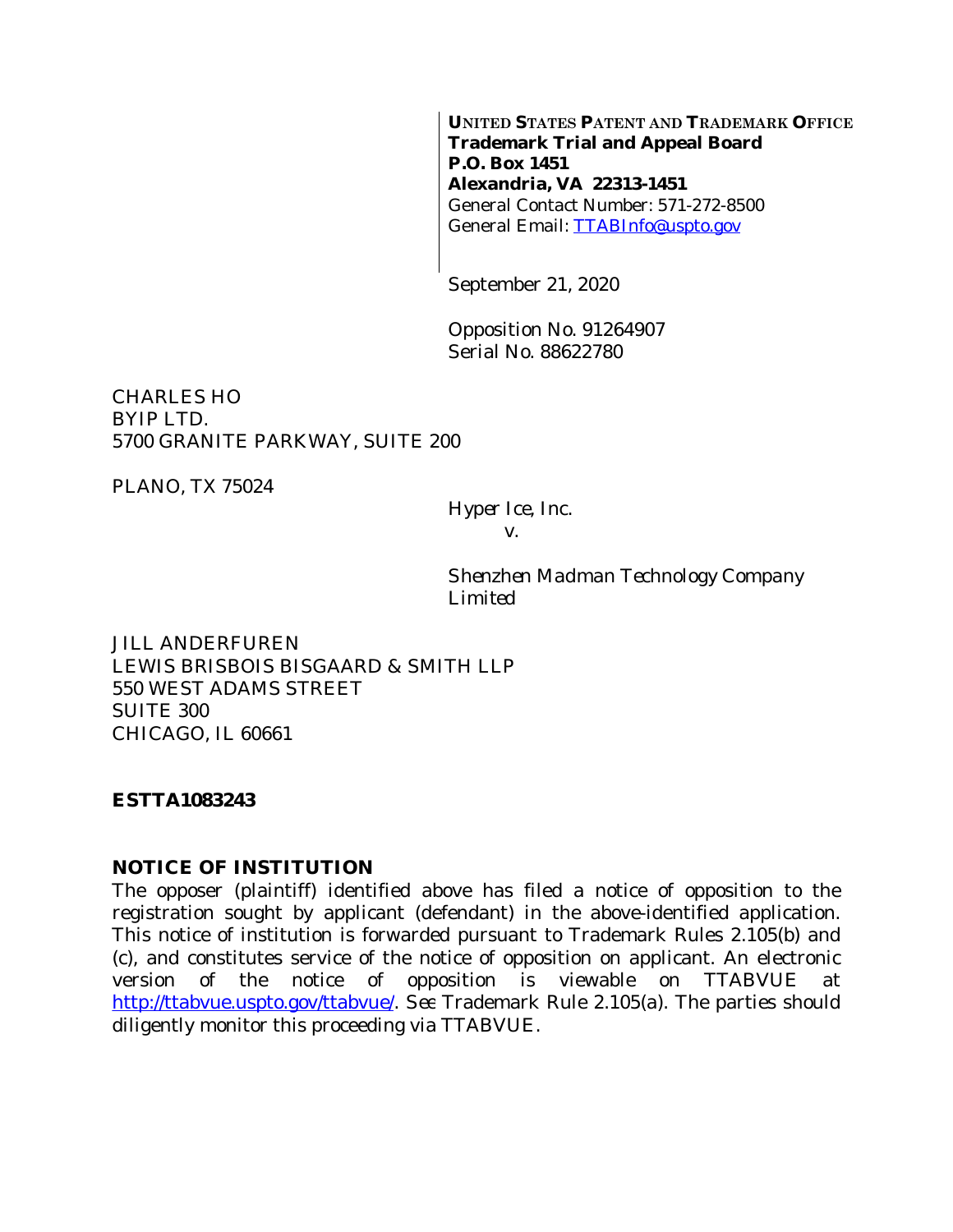**UNITED STATES PATENT AND TRADEMARK OFFICE**
**Trademark Trial and Appeal Board**
**P.O. Box 1451**
**Alexandria, VA 22313-1451**
General Contact Number: 571-272-8500
General Email: TTABInfo@uspto.gov

September 21, 2020

Opposition No. 91264907
Serial No. 88622780

CHARLES HO
BYIP LTD.
5700 GRANITE PARKWAY, SUITE 200

PLANO, TX 75024

*Hyper Ice, Inc.*
*v.*

*Shenzhen Madman Technology Company Limited*

JILL ANDERFUREN
LEWIS BRISBOIS BISGAARD & SMITH LLP
550 WEST ADAMS STREET
SUITE 300
CHICAGO, IL 60661

**ESTTA1083243**

**NOTICE OF INSTITUTION**

The opposer (plaintiff) identified above has filed a notice of opposition to the registration sought by applicant (defendant) in the above-identified application. This notice of institution is forwarded pursuant to Trademark Rules 2.105(b) and (c), and constitutes service of the notice of opposition on applicant. An electronic version of the notice of opposition is viewable on TTABVUE at http://ttabvue.uspto.gov/ttabvue/. *See* Trademark Rule 2.105(a). The parties should diligently monitor this proceeding via TTABVUE.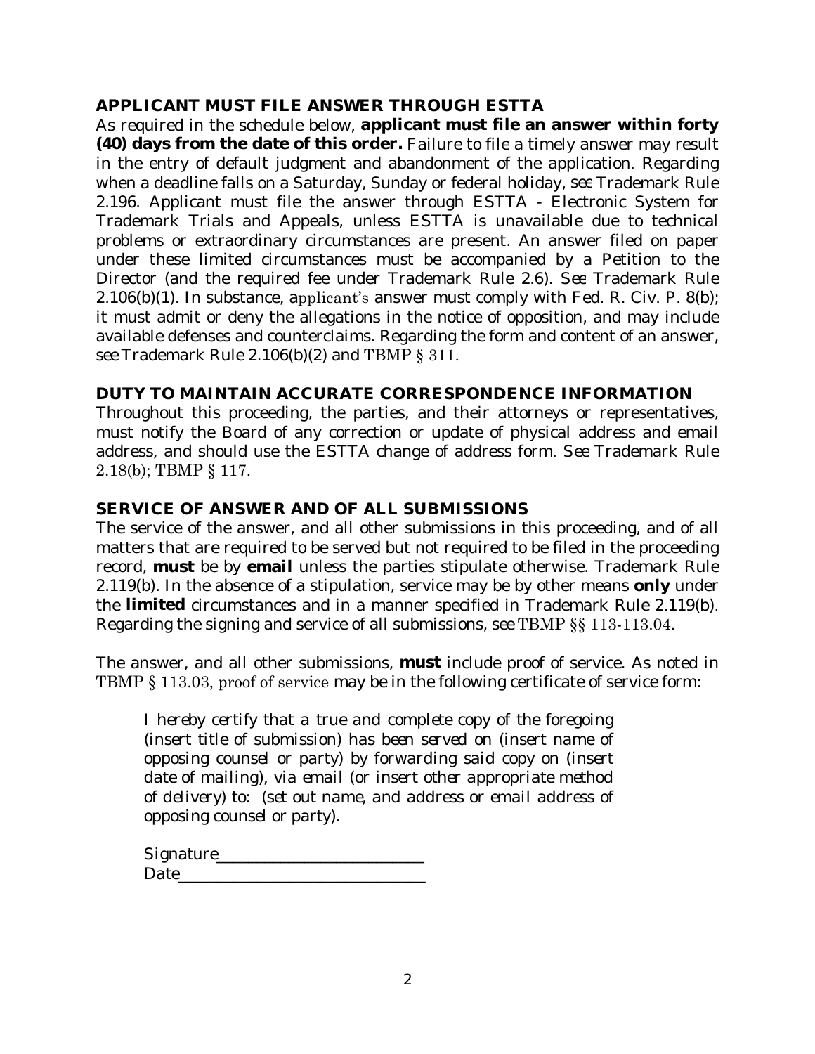## APPLICANT MUST FILE ANSWER THROUGH ESTTA

As required in the schedule below, **applicant must file an answer within forty (40) days from the date of this order.** Failure to file a timely answer may result in the entry of default judgment and abandonment of the application. Regarding when a deadline falls on a Saturday, Sunday or federal holiday, *see* Trademark Rule 2.196. Applicant must file the answer through ESTTA - Electronic System for Trademark Trials and Appeals, unless ESTTA is unavailable due to technical problems or extraordinary circumstances are present. An answer filed on paper under these limited circumstances must be accompanied by a Petition to the Director (and the required fee under Trademark Rule 2.6). *See* Trademark Rule 2.106(b)(1). In substance, applicant's answer must comply with Fed. R. Civ. P. 8(b); it must admit or deny the allegations in the notice of opposition, and may include available defenses and counterclaims. Regarding the form and content of an answer, *see* Trademark Rule 2.106(b)(2) and TBMP § 311.

## DUTY TO MAINTAIN ACCURATE CORRESPONDENCE INFORMATION

Throughout this proceeding, the parties, and their attorneys or representatives, must notify the Board of any correction or update of physical address and email address, and should use the ESTTA change of address form. *See* Trademark Rule 2.18(b); TBMP § 117.

## SERVICE OF ANSWER AND OF ALL SUBMISSIONS

The service of the answer, and all other submissions in this proceeding, and of all matters that are required to be served but not required to be filed in the proceeding record, **must** be by **email** unless the parties stipulate otherwise. Trademark Rule 2.119(b). In the absence of a stipulation, service may be by other means **only** under the **limited** circumstances and in a manner specified in Trademark Rule 2.119(b). Regarding the signing and service of all submissions, *see* TBMP §§ 113-113.04.

The answer, and all other submissions, **must** include proof of service. As noted in TBMP § 113.03, proof of service may be in the following certificate of service form:

> *I hereby certify that a true and complete copy of the foregoing (insert title of submission) has been served on (insert name of opposing counsel or party) by forwarding said copy on (insert date of mailing), via email (or insert other appropriate method of delivery) to: (set out name, and address or email address of opposing counsel or party).*
>
> Signature_________________________
> Date_____________________________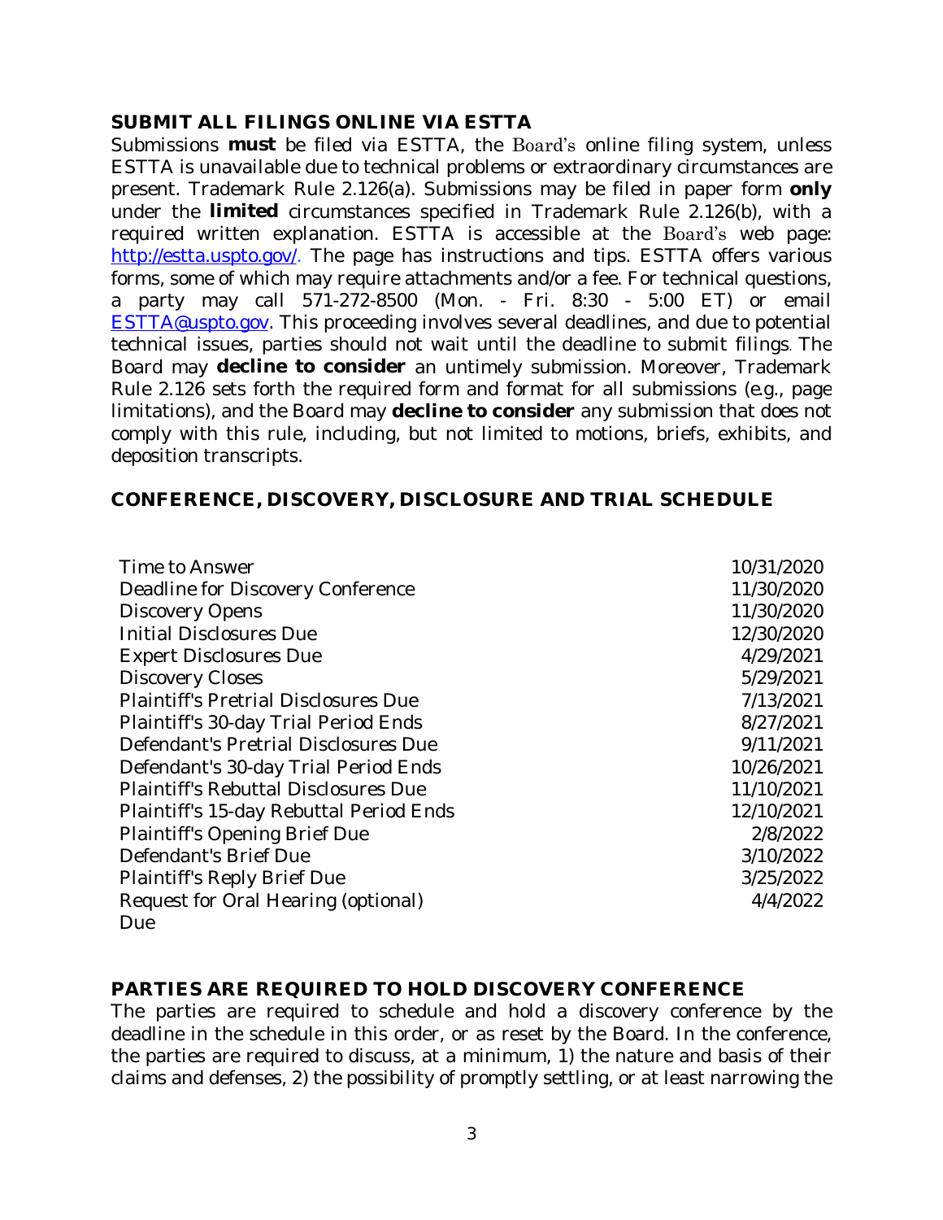## SUBMIT ALL FILINGS ONLINE VIA ESTTA

Submissions **must** be filed via ESTTA, the Board's online filing system, unless ESTTA is unavailable due to technical problems or extraordinary circumstances are present. Trademark Rule 2.126(a). Submissions may be filed in paper form **only** under the **limited** circumstances specified in Trademark Rule 2.126(b), with a required written explanation. ESTTA is accessible at the Board's web page: [http://estta.uspto.gov/](http://estta.uspto.gov/). The page has instructions and tips. ESTTA offers various forms, some of which may require attachments and/or a fee. For technical questions, a party may call 571-272-8500 (Mon. - Fri. 8:30 - 5:00 ET) or email [ESTTA@uspto.gov](mailto:ESTTA@uspto.gov). This proceeding involves several deadlines, and due to potential technical issues, parties should not wait until the deadline to submit filings. The Board may **decline to consider** an untimely submission. Moreover, Trademark Rule 2.126 sets forth the required form and format for all submissions (e.g., page limitations), and the Board may **decline to consider** any submission that does not comply with this rule, including, but not limited to motions, briefs, exhibits, and deposition transcripts.

## CONFERENCE, DISCOVERY, DISCLOSURE AND TRIAL SCHEDULE

| | |
|---|---|
| Time to Answer | 10/31/2020 |
| Deadline for Discovery Conference | 11/30/2020 |
| Discovery Opens | 11/30/2020 |
| Initial Disclosures Due | 12/30/2020 |
| Expert Disclosures Due | 4/29/2021 |
| Discovery Closes | 5/29/2021 |
| Plaintiff's Pretrial Disclosures Due | 7/13/2021 |
| Plaintiff's 30-day Trial Period Ends | 8/27/2021 |
| Defendant's Pretrial Disclosures Due | 9/11/2021 |
| Defendant's 30-day Trial Period Ends | 10/26/2021 |
| Plaintiff's Rebuttal Disclosures Due | 11/10/2021 |
| Plaintiff's 15-day Rebuttal Period Ends | 12/10/2021 |
| Plaintiff's Opening Brief Due | 2/8/2022 |
| Defendant's Brief Due | 3/10/2022 |
| Plaintiff's Reply Brief Due | 3/25/2022 |
| Request for Oral Hearing (optional) Due | 4/4/2022 |

## PARTIES ARE REQUIRED TO HOLD DISCOVERY CONFERENCE

The parties are required to schedule and hold a discovery conference by the deadline in the schedule in this order, or as reset by the Board. In the conference, the parties are required to discuss, at a minimum, 1) the nature and basis of their claims and defenses, 2) the possibility of promptly settling, or at least narrowing the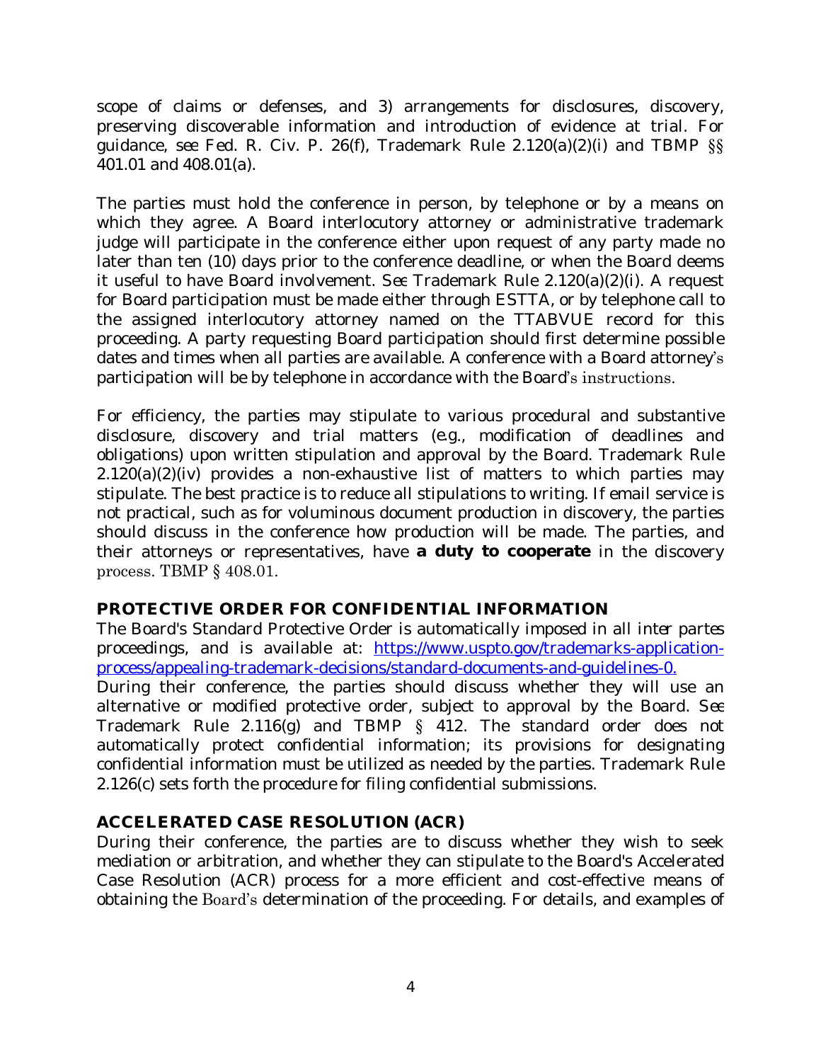scope of claims or defenses, and 3) arrangements for disclosures, discovery, preserving discoverable information and introduction of evidence at trial. For guidance, *see* Fed. R. Civ. P. 26(f), Trademark Rule 2.120(a)(2)(i) and TBMP §§ 401.01 and 408.01(a).

The parties must hold the conference in person, by telephone or by a means on which they agree. A Board interlocutory attorney or administrative trademark judge will participate in the conference either upon request of any party made no later than ten (10) days prior to the conference deadline, or when the Board deems it useful to have Board involvement. *See* Trademark Rule 2.120(a)(2)(i). A request for Board participation must be made either through ESTTA, or by telephone call to the assigned interlocutory attorney named on the TTABVUE record for this proceeding. A party requesting Board participation should first determine possible dates and times when all parties are available. A conference with a Board attorney's participation will be by telephone in accordance with the Board's instructions.

For efficiency, the parties may stipulate to various procedural and substantive disclosure, discovery and trial matters (*e.g.*, modification of deadlines and obligations) upon written stipulation and approval by the Board. Trademark Rule 2.120(a)(2)(iv) provides a non-exhaustive list of matters to which parties may stipulate. The best practice is to reduce all stipulations to writing. If email service is not practical, such as for voluminous document production in discovery, the parties should discuss in the conference how production will be made. The parties, and their attorneys or representatives, have **a duty to cooperate** in the discovery process. TBMP § 408.01.

## PROTECTIVE ORDER FOR CONFIDENTIAL INFORMATION

The Board's Standard Protective Order is automatically imposed in all *inter partes* proceedings, and is available at: [https://www.uspto.gov/trademarks-application-process/appealing-trademark-decisions/standard-documents-and-guidelines-0.](https://www.uspto.gov/trademarks-application-process/appealing-trademark-decisions/standard-documents-and-guidelines-0)
During their conference, the parties should discuss whether they will use an alternative or modified protective order, subject to approval by the Board. *See* Trademark Rule 2.116(g) and TBMP § 412. The standard order does not automatically protect confidential information; its provisions for designating confidential information must be utilized as needed by the parties. Trademark Rule 2.126(c) sets forth the procedure for filing confidential submissions.

## ACCELERATED CASE RESOLUTION (ACR)

During their conference, the parties are to discuss whether they wish to seek mediation or arbitration, and whether they can stipulate to the Board's Accelerated Case Resolution (ACR) process for a more efficient and cost-effective means of obtaining the Board's determination of the proceeding. For details, and examples of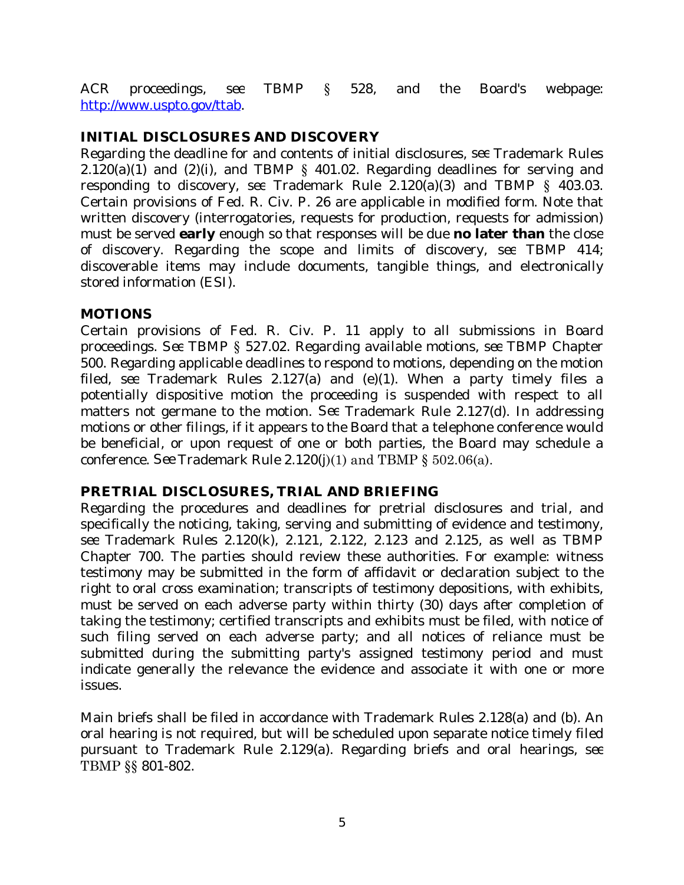ACR proceedings, *see* TBMP § 528, and the Board's webpage: [http://www.uspto.gov/ttab](http://www.uspto.gov/ttab).

## INITIAL DISCLOSURES AND DISCOVERY

Regarding the deadline for and contents of initial disclosures, *see* Trademark Rules 2.120(a)(1) and (2)(i), and TBMP § 401.02. Regarding deadlines for serving and responding to discovery, *see* Trademark Rule 2.120(a)(3) and TBMP § 403.03. Certain provisions of Fed. R. Civ. P. 26 are applicable in modified form. Note that written discovery (interrogatories, requests for production, requests for admission) must be served **early** enough so that responses will be due **no later than** the close of discovery. Regarding the scope and limits of discovery, *see* TBMP 414; discoverable items may include documents, tangible things, and electronically stored information (ESI).

## MOTIONS

Certain provisions of Fed. R. Civ. P. 11 apply to all submissions in Board proceedings. *See* TBMP § 527.02. Regarding available motions, *see* TBMP Chapter 500. Regarding applicable deadlines to respond to motions, depending on the motion filed, *see* Trademark Rules 2.127(a) and (e)(1). When a party timely files a potentially dispositive motion the proceeding is suspended with respect to all matters not germane to the motion. *See* Trademark Rule 2.127(d). In addressing motions or other filings, if it appears to the Board that a telephone conference would be beneficial, or upon request of one or both parties, the Board may schedule a conference. *See* Trademark Rule 2.120(j)(1) and TBMP § 502.06(a).

## PRETRIAL DISCLOSURES, TRIAL AND BRIEFING

Regarding the procedures and deadlines for pretrial disclosures and trial, and specifically the noticing, taking, serving and submitting of evidence and testimony, *see* Trademark Rules 2.120(k), 2.121, 2.122, 2.123 and 2.125, as well as TBMP Chapter 700. The parties should review these authorities. For example: witness testimony may be submitted in the form of affidavit or declaration subject to the right to oral cross examination; transcripts of testimony depositions, with exhibits, must be served on each adverse party within thirty (30) days after completion of taking the testimony; certified transcripts and exhibits must be filed, with notice of such filing served on each adverse party; and all notices of reliance must be submitted during the submitting party's assigned testimony period and must indicate generally the relevance the evidence and associate it with one or more issues.

Main briefs shall be filed in accordance with Trademark Rules 2.128(a) and (b). An oral hearing is not required, but will be scheduled upon separate notice timely filed pursuant to Trademark Rule 2.129(a). Regarding briefs and oral hearings, *see* TBMP §§ 801-802.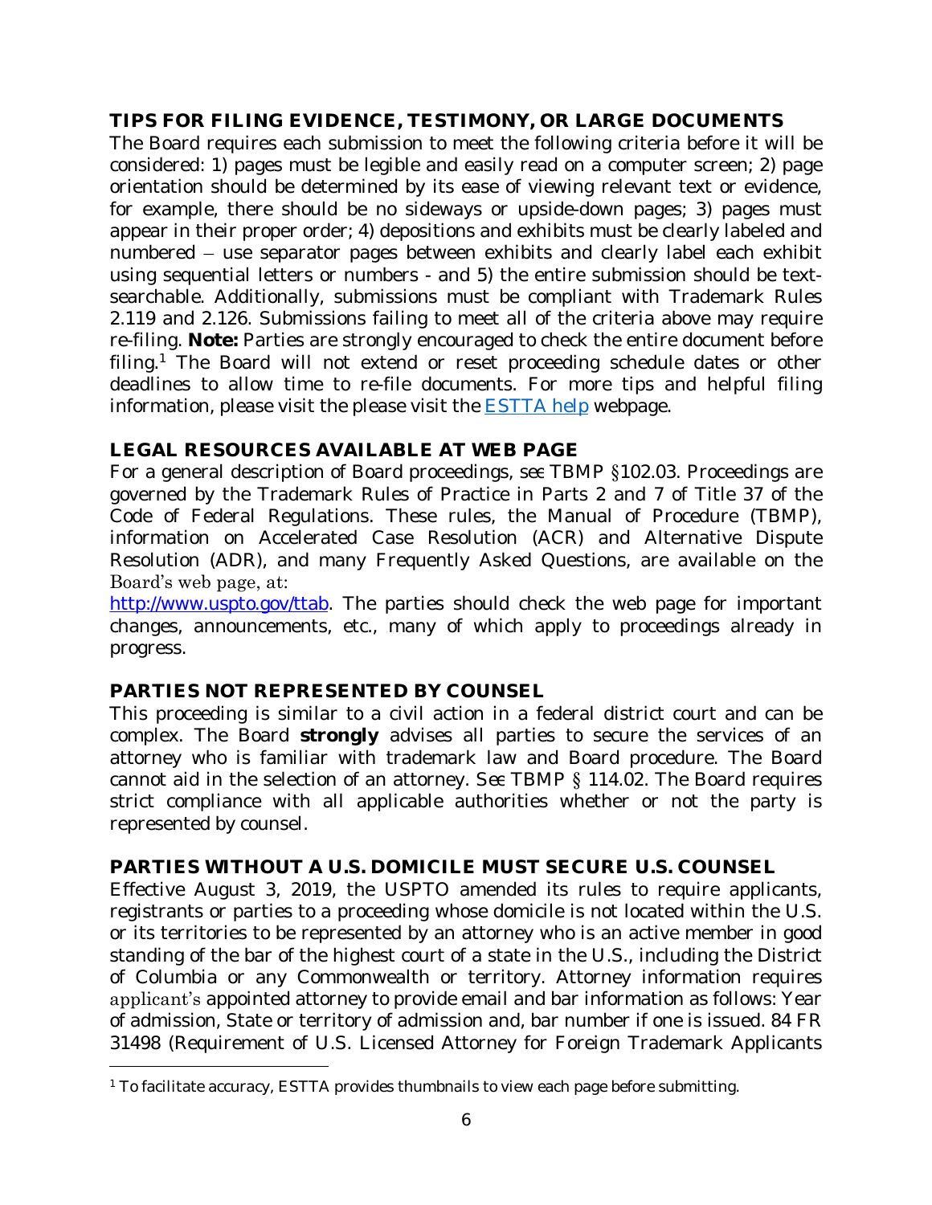## TIPS FOR FILING EVIDENCE, TESTIMONY, OR LARGE DOCUMENTS

The Board requires each submission to meet the following criteria before it will be considered: 1) pages must be legible and easily read on a computer screen; 2) page orientation should be determined by its ease of viewing relevant text or evidence, for example, there should be no sideways or upside-down pages; 3) pages must appear in their proper order; 4) depositions and exhibits must be clearly labeled and numbered – use separator pages between exhibits and clearly label each exhibit using sequential letters or numbers - and 5) the entire submission should be text-searchable. Additionally, submissions must be compliant with Trademark Rules 2.119 and 2.126. Submissions failing to meet all of the criteria above may require re-filing. **Note:** Parties are strongly encouraged to check the entire document before filing.[1] The Board will not extend or reset proceeding schedule dates or other deadlines to allow time to re-file documents. For more tips and helpful filing information, please visit the please visit the [ESTTA help](ESTTA help) webpage.

## LEGAL RESOURCES AVAILABLE AT WEB PAGE

For a general description of Board proceedings, *see* TBMP §102.03. Proceedings are governed by the Trademark Rules of Practice in Parts 2 and 7 of Title 37 of the Code of Federal Regulations. These rules, the Manual of Procedure (TBMP), information on Accelerated Case Resolution (ACR) and Alternative Dispute Resolution (ADR), and many Frequently Asked Questions, are available on the Board's web page, at:
http://www.uspto.gov/ttab. The parties should check the web page for important changes, announcements, etc., many of which apply to proceedings already in progress.

## PARTIES NOT REPRESENTED BY COUNSEL

This proceeding is similar to a civil action in a federal district court and can be complex. The Board **strongly** advises all parties to secure the services of an attorney who is familiar with trademark law and Board procedure. The Board cannot aid in the selection of an attorney. *See* TBMP § 114.02. The Board requires strict compliance with all applicable authorities whether or not the party is represented by counsel.

## PARTIES WITHOUT A U.S. DOMICILE MUST SECURE U.S. COUNSEL

Effective August 3, 2019, the USPTO amended its rules to require applicants, registrants or parties to a proceeding whose domicile is not located within the U.S. or its territories to be represented by an attorney who is an active member in good standing of the bar of the highest court of a state in the U.S., including the District of Columbia or any Commonwealth or territory. Attorney information requires applicant's appointed attorney to provide email and bar information as follows: Year of admission, State or territory of admission and, bar number if one is issued. 84 FR 31498 (Requirement of U.S. Licensed Attorney for Foreign Trademark Applicants

---

[1] To facilitate accuracy, ESTTA provides thumbnails to view each page before submitting.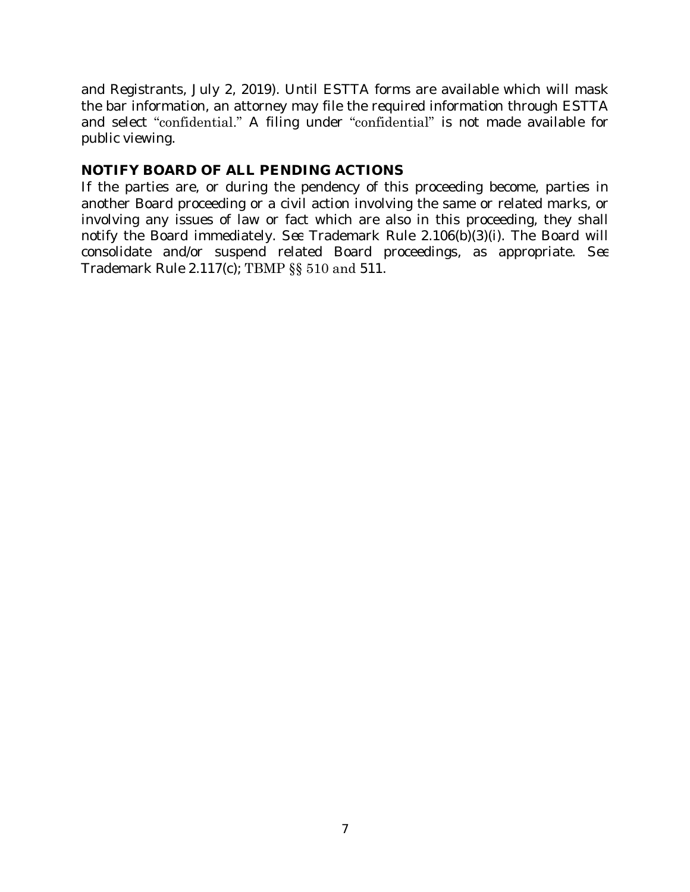and Registrants, July 2, 2019). Until ESTTA forms are available which will mask the bar information, an attorney may file the required information through ESTTA and select "confidential." A filing under "confidential" is not made available for public viewing.

## NOTIFY BOARD OF ALL PENDING ACTIONS

If the parties are, or during the pendency of this proceeding become, parties in another Board proceeding or a civil action involving the same or related marks, or involving any issues of law or fact which are also in this proceeding, they shall notify the Board immediately. *See* Trademark Rule 2.106(b)(3)(i). The Board will consolidate and/or suspend related Board proceedings, as appropriate. *See* Trademark Rule 2.117(c); TBMP §§ 510 and 511.